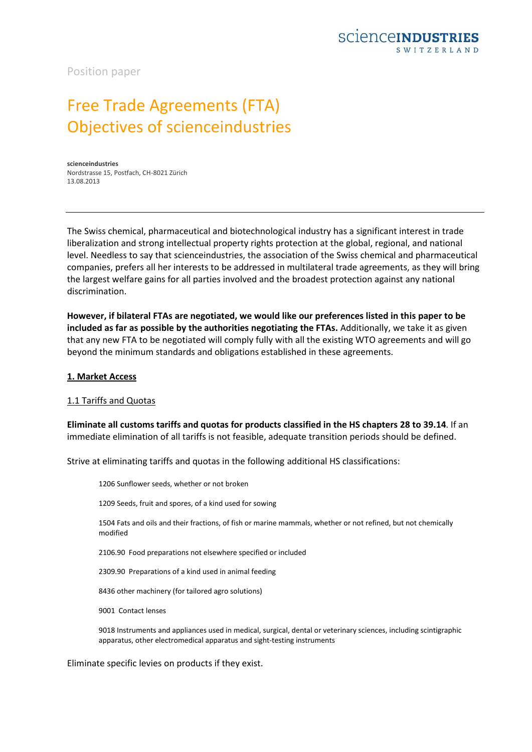scienceINDUSTRIES
SWITZERLAND

Position paper

# Free Trade Agreements (FTA) Objectives of scienceindustries

**scienceindustries**
Nordstrasse 15, Postfach, CH-8021 Zürich
13.08.2013

---

The Swiss chemical, pharmaceutical and biotechnological industry has a significant interest in trade liberalization and strong intellectual property rights protection at the global, regional, and national level. Needless to say that scienceindustries, the association of the Swiss chemical and pharmaceutical companies, prefers all her interests to be addressed in multilateral trade agreements, as they will bring the largest welfare gains for all parties involved and the broadest protection against any national discrimination.

**However, if bilateral FTAs are negotiated, we would like our preferences listed in this paper to be included as far as possible by the authorities negotiating the FTAs.** Additionally, we take it as given that any new FTA to be negotiated will comply fully with all the existing WTO agreements and will go beyond the minimum standards and obligations established in these agreements.

## 1. Market Access

### 1.1 Tariffs and Quotas

**Eliminate all customs tariffs and quotas for products classified in the HS chapters 28 to 39.14**. If an immediate elimination of all tariffs is not feasible, adequate transition periods should be defined.

Strive at eliminating tariffs and quotas in the following additional HS classifications:

1206 Sunflower seeds, whether or not broken

1209 Seeds, fruit and spores, of a kind used for sowing

1504 Fats and oils and their fractions, of fish or marine mammals, whether or not refined, but not chemically modified

2106.90 Food preparations not elsewhere specified or included

2309.90 Preparations of a kind used in animal feeding

8436 other machinery (for tailored agro solutions)

9001 Contact lenses

9018 Instruments and appliances used in medical, surgical, dental or veterinary sciences, including scintigraphic apparatus, other electromedical apparatus and sight-testing instruments

Eliminate specific levies on products if they exist.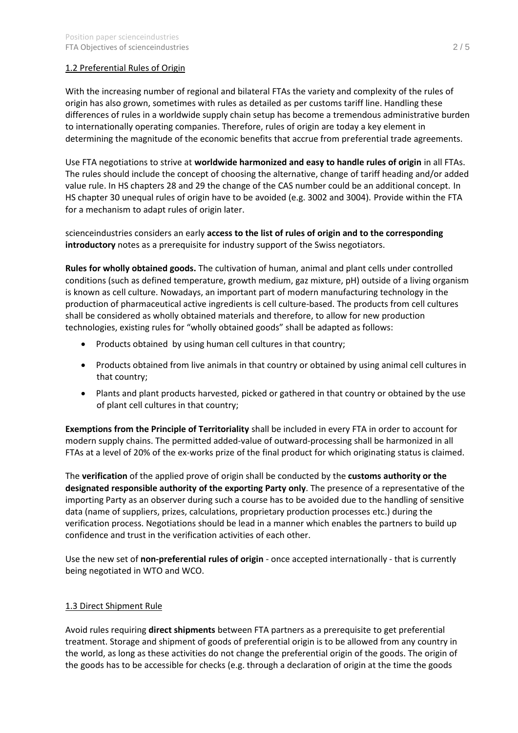## 1.2 Preferential Rules of Origin

With the increasing number of regional and bilateral FTAs the variety and complexity of the rules of origin has also grown, sometimes with rules as detailed as per customs tariff line. Handling these differences of rules in a worldwide supply chain setup has become a tremendous administrative burden to internationally operating companies. Therefore, rules of origin are today a key element in determining the magnitude of the economic benefits that accrue from preferential trade agreements.

Use FTA negotiations to strive at **worldwide harmonized and easy to handle rules of origin** in all FTAs. The rules should include the concept of choosing the alternative, change of tariff heading and/or added value rule. In HS chapters 28 and 29 the change of the CAS number could be an additional concept. In HS chapter 30 unequal rules of origin have to be avoided (e.g. 3002 and 3004). Provide within the FTA for a mechanism to adapt rules of origin later.

scienceindustries considers an early **access to the list of rules of origin and to the corresponding introductory** notes as a prerequisite for industry support of the Swiss negotiators.

**Rules for wholly obtained goods.** The cultivation of human, animal and plant cells under controlled conditions (such as defined temperature, growth medium, gaz mixture, pH) outside of a living organism is known as cell culture. Nowadays, an important part of modern manufacturing technology in the production of pharmaceutical active ingredients is cell culture-based. The products from cell cultures shall be considered as wholly obtained materials and therefore, to allow for new production technologies, existing rules for "wholly obtained goods" shall be adapted as follows:

- Products obtained by using human cell cultures in that country;
- Products obtained from live animals in that country or obtained by using animal cell cultures in that country;
- Plants and plant products harvested, picked or gathered in that country or obtained by the use of plant cell cultures in that country;

**Exemptions from the Principle of Territoriality** shall be included in every FTA in order to account for modern supply chains. The permitted added-value of outward-processing shall be harmonized in all FTAs at a level of 20% of the ex-works prize of the final product for which originating status is claimed.

The **verification** of the applied prove of origin shall be conducted by the **customs authority or the designated responsible authority of the exporting Party only**. The presence of a representative of the importing Party as an observer during such a course has to be avoided due to the handling of sensitive data (name of suppliers, prizes, calculations, proprietary production processes etc.) during the verification process. Negotiations should be lead in a manner which enables the partners to build up confidence and trust in the verification activities of each other.

Use the new set of **non-preferential rules of origin** - once accepted internationally - that is currently being negotiated in WTO and WCO.

## 1.3 Direct Shipment Rule

Avoid rules requiring **direct shipments** between FTA partners as a prerequisite to get preferential treatment. Storage and shipment of goods of preferential origin is to be allowed from any country in the world, as long as these activities do not change the preferential origin of the goods. The origin of the goods has to be accessible for checks (e.g. through a declaration of origin at the time the goods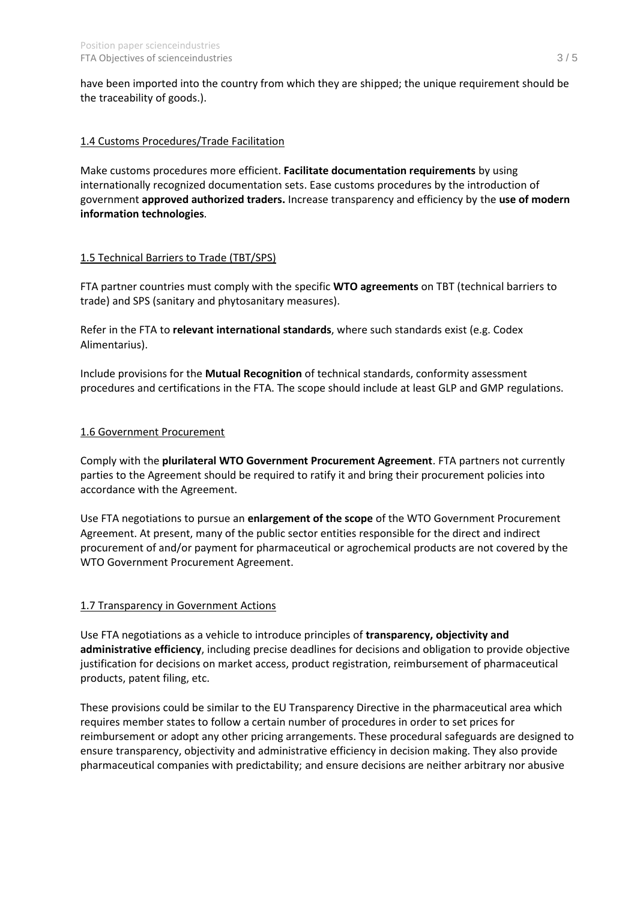have been imported into the country from which they are shipped; the unique requirement should be the traceability of goods.).

### 1.4 Customs Procedures/Trade Facilitation

Make customs procedures more efficient. **Facilitate documentation requirements** by using internationally recognized documentation sets. Ease customs procedures by the introduction of government **approved authorized traders.** Increase transparency and efficiency by the **use of modern information technologies**.

### 1.5 Technical Barriers to Trade (TBT/SPS)

FTA partner countries must comply with the specific **WTO agreements** on TBT (technical barriers to trade) and SPS (sanitary and phytosanitary measures).

Refer in the FTA to **relevant international standards**, where such standards exist (e.g. Codex Alimentarius).

Include provisions for the **Mutual Recognition** of technical standards, conformity assessment procedures and certifications in the FTA. The scope should include at least GLP and GMP regulations.

### 1.6 Government Procurement

Comply with the **plurilateral WTO Government Procurement Agreement**. FTA partners not currently parties to the Agreement should be required to ratify it and bring their procurement policies into accordance with the Agreement.

Use FTA negotiations to pursue an **enlargement of the scope** of the WTO Government Procurement Agreement. At present, many of the public sector entities responsible for the direct and indirect procurement of and/or payment for pharmaceutical or agrochemical products are not covered by the WTO Government Procurement Agreement.

### 1.7 Transparency in Government Actions

Use FTA negotiations as a vehicle to introduce principles of **transparency, objectivity and administrative efficiency**, including precise deadlines for decisions and obligation to provide objective justification for decisions on market access, product registration, reimbursement of pharmaceutical products, patent filing, etc.

These provisions could be similar to the EU Transparency Directive in the pharmaceutical area which requires member states to follow a certain number of procedures in order to set prices for reimbursement or adopt any other pricing arrangements. These procedural safeguards are designed to ensure transparency, objectivity and administrative efficiency in decision making. They also provide pharmaceutical companies with predictability; and ensure decisions are neither arbitrary nor abusive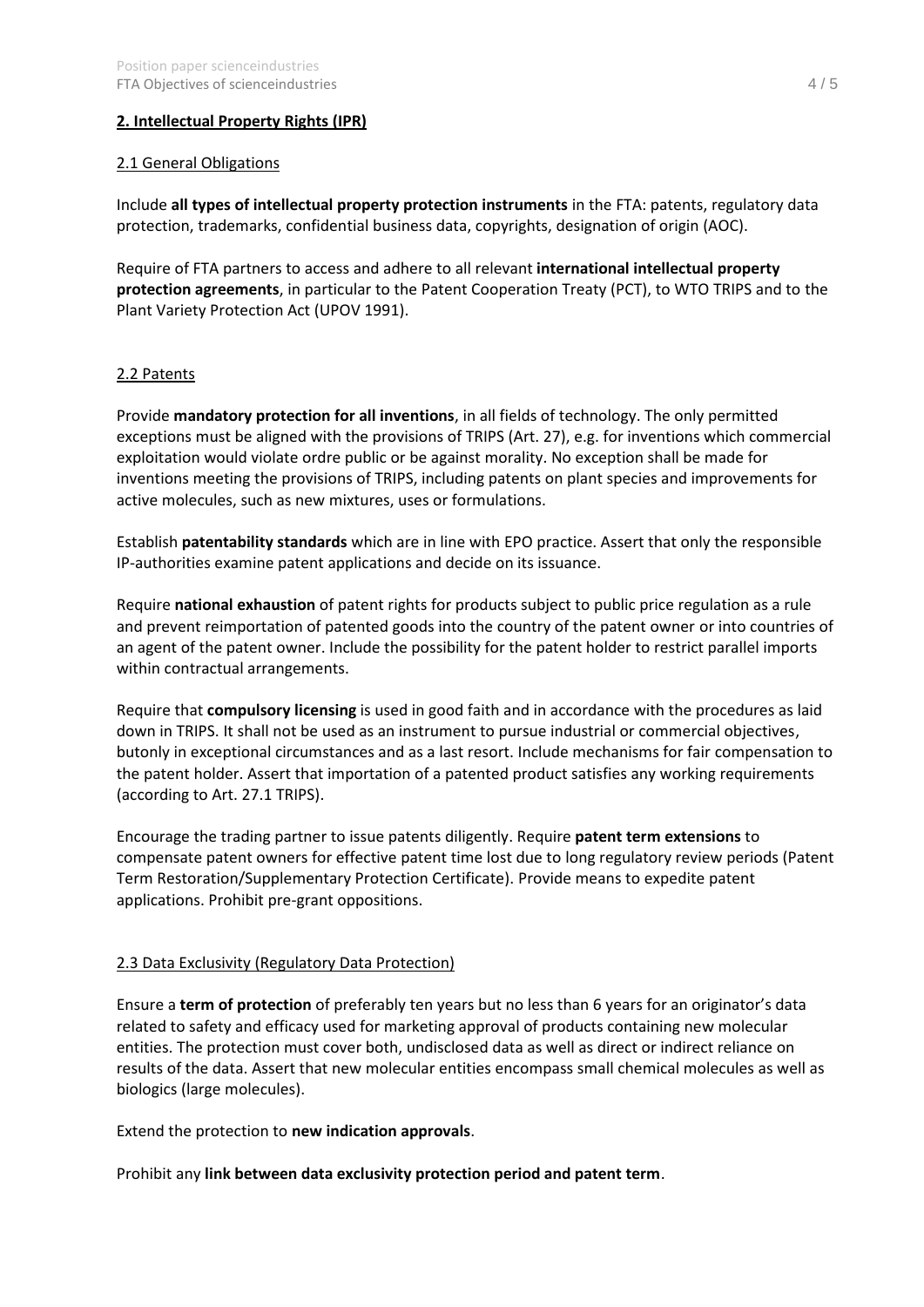## 2. Intellectual Property Rights (IPR)

### 2.1 General Obligations

Include **all types of intellectual property protection instruments** in the FTA: patents, regulatory data protection, trademarks, confidential business data, copyrights, designation of origin (AOC).

Require of FTA partners to access and adhere to all relevant **international intellectual property protection agreements**, in particular to the Patent Cooperation Treaty (PCT), to WTO TRIPS and to the Plant Variety Protection Act (UPOV 1991).

### 2.2 Patents

Provide **mandatory protection for all inventions**, in all fields of technology. The only permitted exceptions must be aligned with the provisions of TRIPS (Art. 27), e.g. for inventions which commercial exploitation would violate ordre public or be against morality. No exception shall be made for inventions meeting the provisions of TRIPS, including patents on plant species and improvements for active molecules, such as new mixtures, uses or formulations.

Establish **patentability standards** which are in line with EPO practice. Assert that only the responsible IP-authorities examine patent applications and decide on its issuance.

Require **national exhaustion** of patent rights for products subject to public price regulation as a rule and prevent reimportation of patented goods into the country of the patent owner or into countries of an agent of the patent owner. Include the possibility for the patent holder to restrict parallel imports within contractual arrangements.

Require that **compulsory licensing** is used in good faith and in accordance with the procedures as laid down in TRIPS. It shall not be used as an instrument to pursue industrial or commercial objectives, butonly in exceptional circumstances and as a last resort. Include mechanisms for fair compensation to the patent holder. Assert that importation of a patented product satisfies any working requirements (according to Art. 27.1 TRIPS).

Encourage the trading partner to issue patents diligently. Require **patent term extensions** to compensate patent owners for effective patent time lost due to long regulatory review periods (Patent Term Restoration/Supplementary Protection Certificate). Provide means to expedite patent applications. Prohibit pre-grant oppositions.

### 2.3 Data Exclusivity (Regulatory Data Protection)

Ensure a **term of protection** of preferably ten years but no less than 6 years for an originator's data related to safety and efficacy used for marketing approval of products containing new molecular entities. The protection must cover both, undisclosed data as well as direct or indirect reliance on results of the data. Assert that new molecular entities encompass small chemical molecules as well as biologics (large molecules).

Extend the protection to **new indication approvals**.

Prohibit any **link between data exclusivity protection period and patent term**.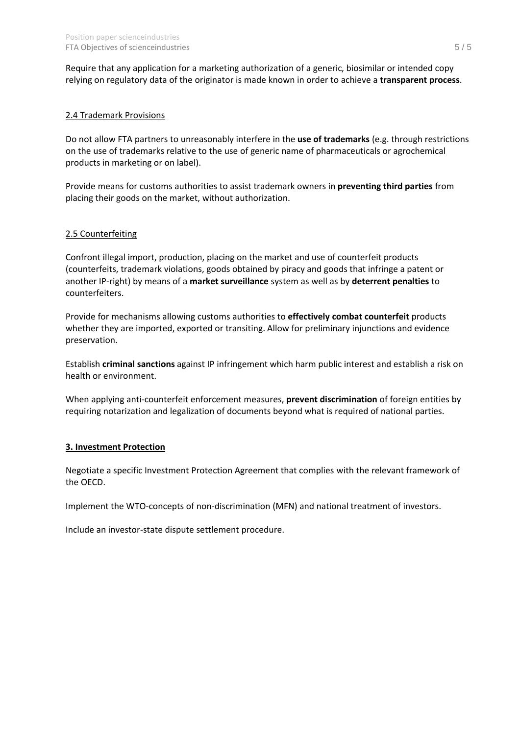Require that any application for a marketing authorization of a generic, biosimilar or intended copy relying on regulatory data of the originator is made known in order to achieve a **transparent process**.

### 2.4 Trademark Provisions

Do not allow FTA partners to unreasonably interfere in the **use of trademarks** (e.g. through restrictions on the use of trademarks relative to the use of generic name of pharmaceuticals or agrochemical products in marketing or on label).

Provide means for customs authorities to assist trademark owners in **preventing third parties** from placing their goods on the market, without authorization.

### 2.5 Counterfeiting

Confront illegal import, production, placing on the market and use of counterfeit products (counterfeits, trademark violations, goods obtained by piracy and goods that infringe a patent or another IP-right) by means of a **market surveillance** system as well as by **deterrent penalties** to counterfeiters.

Provide for mechanisms allowing customs authorities to **effectively combat counterfeit** products whether they are imported, exported or transiting. Allow for preliminary injunctions and evidence preservation.

Establish **criminal sanctions** against IP infringement which harm public interest and establish a risk on health or environment.

When applying anti-counterfeit enforcement measures, **prevent discrimination** of foreign entities by requiring notarization and legalization of documents beyond what is required of national parties.

## 3. Investment Protection

Negotiate a specific Investment Protection Agreement that complies with the relevant framework of the OECD.

Implement the WTO-concepts of non-discrimination (MFN) and national treatment of investors.

Include an investor-state dispute settlement procedure.